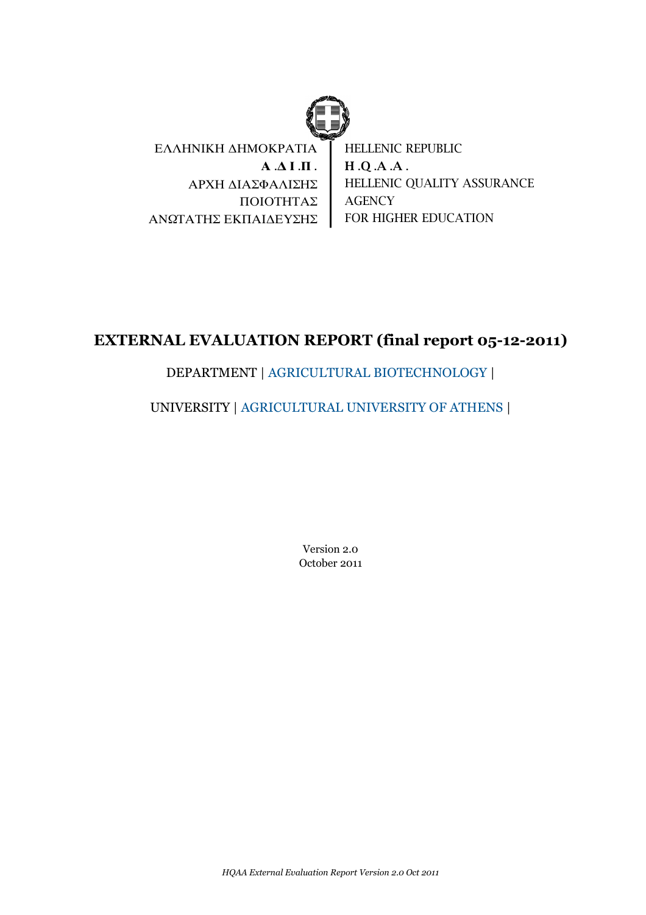| ΕΛΛΗΝΙΚΗ ΔΗΜΟΚΡΑΤΙΑ | HELLENIC REPUBLIC |
| --- | --- |
| **Α.Δ.Ι.Π.** | **H.Q.A.A.** |
| ΑΡΧΗ ΔΙΑΣΦΑΛΙΣΗΣ ΠΟΙΟΤΗΤΑΣ ΑΝΩΤΑΤΗΣ ΕΚΠΑΙΔΕΥΣΗΣ | HELLENIC QUALITY ASSURANCE AGENCY FOR HIGHER EDUCATION |

# EXTERNAL EVALUATION REPORT (final report 05-12-2011)

DEPARTMENT | AGRICULTURAL BIOTECHNOLOGY |

UNIVERSITY | AGRICULTURAL UNIVERSITY OF ATHENS |

Version 2.0
October 2011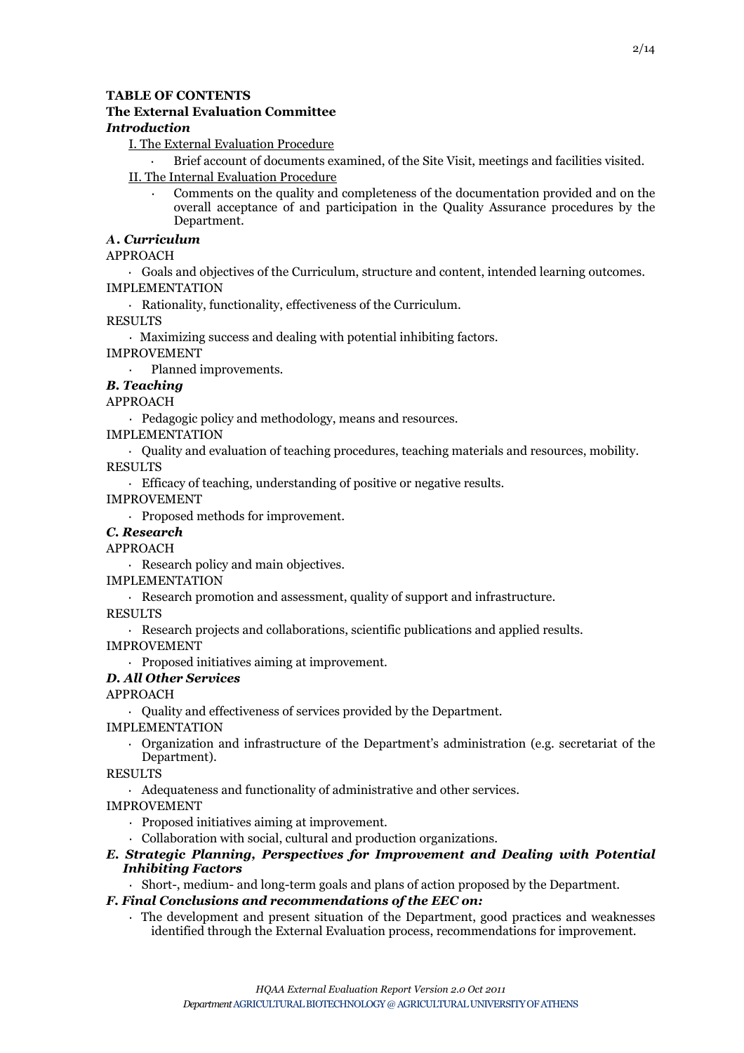**TABLE OF CONTENTS**

**The External Evaluation Committee**

***Introduction***

I. The External Evaluation Procedure

- Brief account of documents examined, of the Site Visit, meetings and facilities visited.

II. The Internal Evaluation Procedure

- Comments on the quality and completeness of the documentation provided and on the overall acceptance of and participation in the Quality Assurance procedures by the Department.

***A. Curriculum***

APPROACH

- Goals and objectives of the Curriculum, structure and content, intended learning outcomes.

IMPLEMENTATION

- Rationality, functionality, effectiveness of the Curriculum.

RESULTS

- Maximizing success and dealing with potential inhibiting factors.

IMPROVEMENT

- Planned improvements.

***B. Teaching***

APPROACH

- Pedagogic policy and methodology, means and resources.

IMPLEMENTATION

- Quality and evaluation of teaching procedures, teaching materials and resources, mobility.

RESULTS

- Efficacy of teaching, understanding of positive or negative results.

IMPROVEMENT

- Proposed methods for improvement.

***C. Research***

APPROACH

- Research policy and main objectives.

IMPLEMENTATION

- Research promotion and assessment, quality of support and infrastructure.

RESULTS

- Research projects and collaborations, scientific publications and applied results.

IMPROVEMENT

- Proposed initiatives aiming at improvement.

***D. All Other Services***

APPROACH

- Quality and effectiveness of services provided by the Department.

IMPLEMENTATION

- Organization and infrastructure of the Department's administration (e.g. secretariat of the Department).

RESULTS

- Adequateness and functionality of administrative and other services.

IMPROVEMENT

- Proposed initiatives aiming at improvement.
- Collaboration with social, cultural and production organizations.

***E. Strategic Planning, Perspectives for Improvement and Dealing with Potential Inhibiting Factors***

- Short-, medium- and long-term goals and plans of action proposed by the Department.

***F. Final Conclusions and recommendations of the EEC on:***

- The development and present situation of the Department, good practices and weaknesses identified through the External Evaluation process, recommendations for improvement.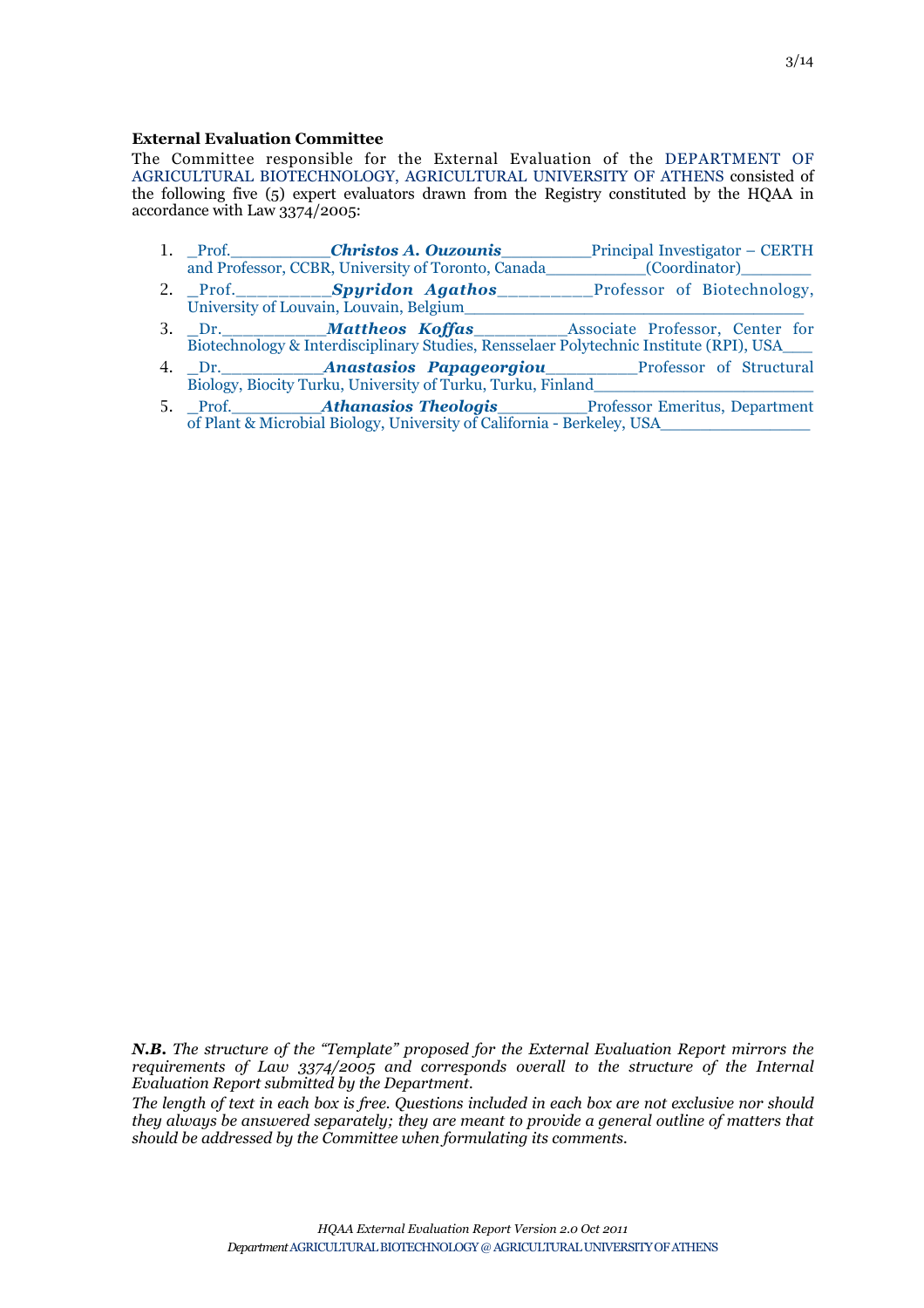**External Evaluation Committee**

The Committee responsible for the External Evaluation of the DEPARTMENT OF AGRICULTURAL BIOTECHNOLOGY, AGRICULTURAL UNIVERSITY OF ATHENS consisted of the following five (5) expert evaluators drawn from the Registry constituted by the HQAA in accordance with Law 3374/2005:

1. _Prof.__________***Christos A. Ouzounis***__________Principal Investigator – CERTH and Professor, CCBR, University of Toronto, Canada__________(Coordinator)_______
2. _Prof.__________***Spyridon Agathos***__________Professor of Biotechnology, University of Louvain, Louvain, Belgium___________________________________
3. _Dr.___________***Mattheos Koffas***__________Associate Professor, Center for Biotechnology & Interdisciplinary Studies, Rensselaer Polytechnic Institute (RPI), USA___
4. _Dr.___________***Anastasios Papageorgiou***__________Professor of Structural Biology, Biocity Turku, University of Turku, Turku, Finland_______________________
5. _Prof.__________***Athanasios Theologis***__________Professor Emeritus, Department of Plant & Microbial Biology, University of California - Berkeley, USA_______________

***N.B.*** *The structure of the "Template" proposed for the External Evaluation Report mirrors the requirements of Law 3374/2005 and corresponds overall to the structure of the Internal Evaluation Report submitted by the Department.*

*The length of text in each box is free. Questions included in each box are not exclusive nor should they always be answered separately; they are meant to provide a general outline of matters that should be addressed by the Committee when formulating its comments.*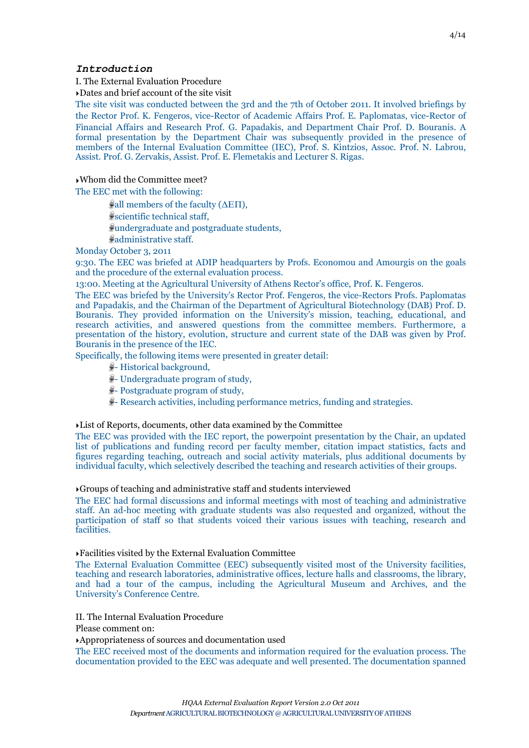## *Introduction*

I. The External Evaluation Procedure

- Dates and brief account of the site visit

The site visit was conducted between the 3rd and the 7th of October 2011. It involved briefings by the Rector Prof. K. Fengeros, vice-Rector of Academic Affairs Prof. E. Paplomatas, vice-Rector of Financial Affairs and Research Prof. G. Papadakis, and Department Chair Prof. D. Bouranis. A formal presentation by the Department Chair was subsequently provided in the presence of members of the Internal Evaluation Committee (IEC), Prof. S. Kintzios, Assoc. Prof. N. Labrou, Assist. Prof. G. Zervakis, Assist. Prof. E. Flemetakis and Lecturer S. Rigas.

- Whom did the Committee meet?

The EEC met with the following:

- all members of the faculty (ΔΕΠ),
- scientific technical staff,
- undergraduate and postgraduate students,
- administrative staff.

Monday October 3, 2011

9:30. The EEC was briefed at ADIP headquarters by Profs. Economou and Amourgis on the goals and the procedure of the external evaluation process.

13:00. Meeting at the Agricultural University of Athens Rector's office, Prof. K. Fengeros.

The EEC was briefed by the University's Rector Prof. Fengeros, the vice-Rectors Profs. Paplomatas and Papadakis, and the Chairman of the Department of Agricultural Biotechnology (DAB) Prof. D. Bouranis. They provided information on the University's mission, teaching, educational, and research activities, and answered questions from the committee members. Furthermore, a presentation of the history, evolution, structure and current state of the DAB was given by Prof. Bouranis in the presence of the IEC.

Specifically, the following items were presented in greater detail:

- - Historical background,
- - Undergraduate program of study,
- - Postgraduate program of study,
- - Research activities, including performance metrics, funding and strategies.

- List of Reports, documents, other data examined by the Committee

The EEC was provided with the IEC report, the powerpoint presentation by the Chair, an updated list of publications and funding record per faculty member, citation impact statistics, facts and figures regarding teaching, outreach and social activity materials, plus additional documents by individual faculty, which selectively described the teaching and research activities of their groups.

- Groups of teaching and administrative staff and students interviewed

The EEC had formal discussions and informal meetings with most of teaching and administrative staff. An ad-hoc meeting with graduate students was also requested and organized, without the participation of staff so that students voiced their various issues with teaching, research and facilities.

- Facilities visited by the External Evaluation Committee

The External Evaluation Committee (EEC) subsequently visited most of the University facilities, teaching and research laboratories, administrative offices, lecture halls and classrooms, the library, and had a tour of the campus, including the Agricultural Museum and Archives, and the University's Conference Centre.

II. The Internal Evaluation Procedure

Please comment on:

- Appropriateness of sources and documentation used

The EEC received most of the documents and information required for the evaluation process. The documentation provided to the EEC was adequate and well presented. The documentation spanned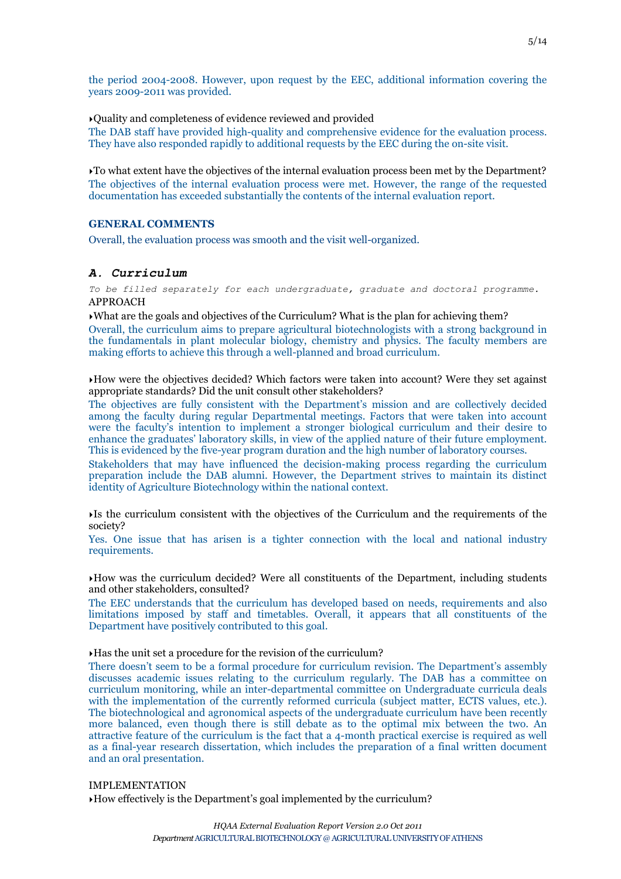the period 2004-2008. However, upon request by the EEC, additional information covering the years 2009-2011 was provided.

‣Quality and completeness of evidence reviewed and provided

The DAB staff have provided high-quality and comprehensive evidence for the evaluation process. They have also responded rapidly to additional requests by the EEC during the on-site visit.

‣To what extent have the objectives of the internal evaluation process been met by the Department?

The objectives of the internal evaluation process were met. However, the range of the requested documentation has exceeded substantially the contents of the internal evaluation report.

**GENERAL COMMENTS**

Overall, the evaluation process was smooth and the visit well-organized.

## *A. Curriculum*

*To be filled separately for each undergraduate, graduate and doctoral programme.*

APPROACH

‣What are the goals and objectives of the Curriculum? What is the plan for achieving them?

Overall, the curriculum aims to prepare agricultural biotechnologists with a strong background in the fundamentals in plant molecular biology, chemistry and physics. The faculty members are making efforts to achieve this through a well-planned and broad curriculum.

‣How were the objectives decided? Which factors were taken into account? Were they set against appropriate standards? Did the unit consult other stakeholders?

The objectives are fully consistent with the Department's mission and are collectively decided among the faculty during regular Departmental meetings. Factors that were taken into account were the faculty's intention to implement a stronger biological curriculum and their desire to enhance the graduates' laboratory skills, in view of the applied nature of their future employment. This is evidenced by the five-year program duration and the high number of laboratory courses.

Stakeholders that may have influenced the decision-making process regarding the curriculum preparation include the DAB alumni. However, the Department strives to maintain its distinct identity of Agriculture Biotechnology within the national context.

‣Is the curriculum consistent with the objectives of the Curriculum and the requirements of the society?

Yes. One issue that has arisen is a tighter connection with the local and national industry requirements.

‣How was the curriculum decided? Were all constituents of the Department, including students and other stakeholders, consulted?

The EEC understands that the curriculum has developed based on needs, requirements and also limitations imposed by staff and timetables. Overall, it appears that all constituents of the Department have positively contributed to this goal.

‣Has the unit set a procedure for the revision of the curriculum?

There doesn't seem to be a formal procedure for curriculum revision. The Department's assembly discusses academic issues relating to the curriculum regularly. The DAB has a committee on curriculum monitoring, while an inter-departmental committee on Undergraduate curricula deals with the implementation of the currently reformed curricula (subject matter, ECTS values, etc.). The biotechnological and agronomical aspects of the undergraduate curriculum have been recently more balanced, even though there is still debate as to the optimal mix between the two. An attractive feature of the curriculum is the fact that a 4-month practical exercise is required as well as a final-year research dissertation, which includes the preparation of a final written document and an oral presentation.

IMPLEMENTATION

‣How effectively is the Department's goal implemented by the curriculum?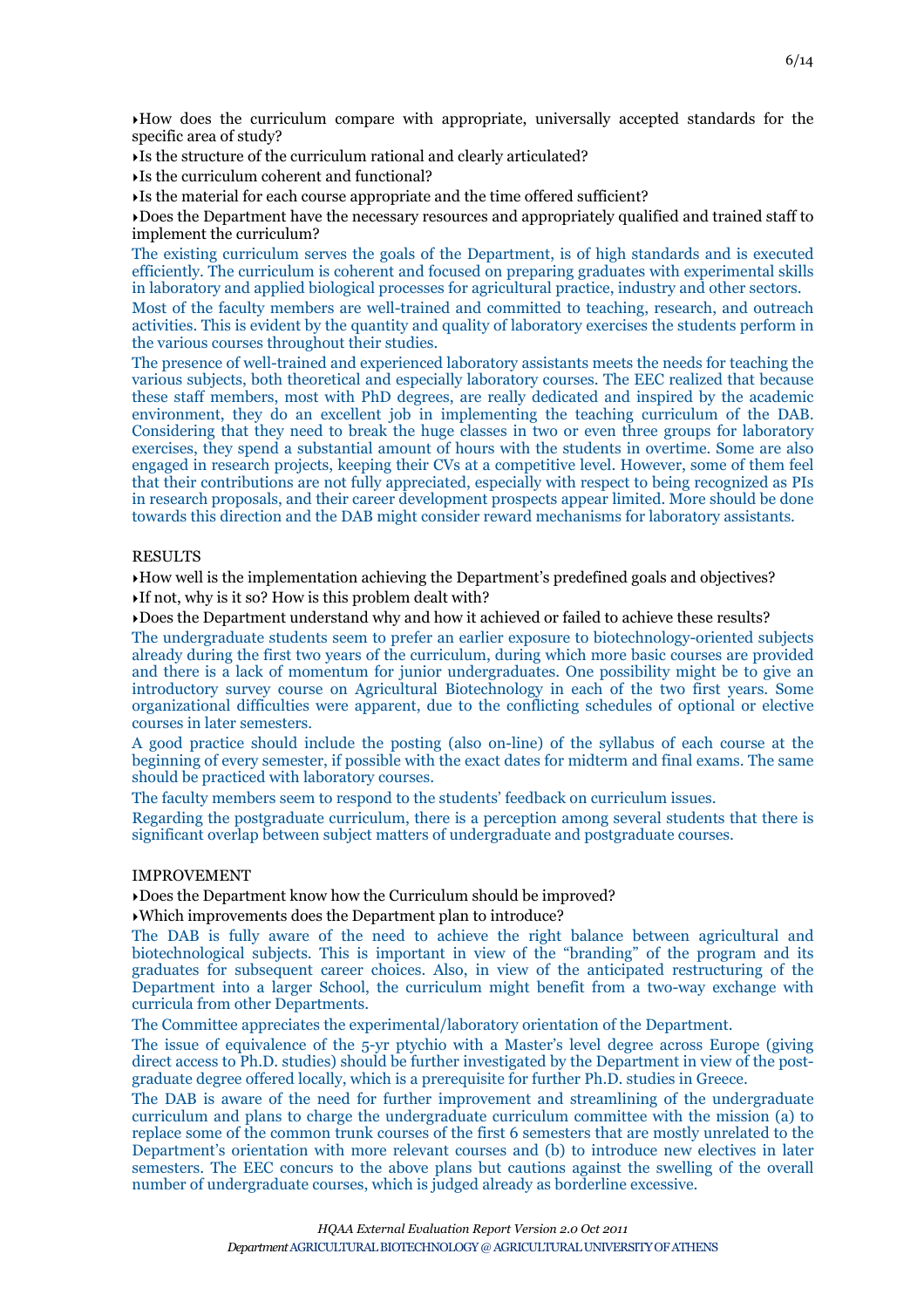- How does the curriculum compare with appropriate, universally accepted standards for the specific area of study?
- Is the structure of the curriculum rational and clearly articulated?
- Is the curriculum coherent and functional?
- Is the material for each course appropriate and the time offered sufficient?
- Does the Department have the necessary resources and appropriately qualified and trained staff to implement the curriculum?

The existing curriculum serves the goals of the Department, is of high standards and is executed efficiently. The curriculum is coherent and focused on preparing graduates with experimental skills in laboratory and applied biological processes for agricultural practice, industry and other sectors.

Most of the faculty members are well-trained and committed to teaching, research, and outreach activities. This is evident by the quantity and quality of laboratory exercises the students perform in the various courses throughout their studies.

The presence of well-trained and experienced laboratory assistants meets the needs for teaching the various subjects, both theoretical and especially laboratory courses. The EEC realized that because these staff members, most with PhD degrees, are really dedicated and inspired by the academic environment, they do an excellent job in implementing the teaching curriculum of the DAB. Considering that they need to break the huge classes in two or even three groups for laboratory exercises, they spend a substantial amount of hours with the students in overtime. Some are also engaged in research projects, keeping their CVs at a competitive level. However, some of them feel that their contributions are not fully appreciated, especially with respect to being recognized as PIs in research proposals, and their career development prospects appear limited. More should be done towards this direction and the DAB might consider reward mechanisms for laboratory assistants.

RESULTS

- How well is the implementation achieving the Department's predefined goals and objectives?
- If not, why is it so? How is this problem dealt with?
- Does the Department understand why and how it achieved or failed to achieve these results?

The undergraduate students seem to prefer an earlier exposure to biotechnology-oriented subjects already during the first two years of the curriculum, during which more basic courses are provided and there is a lack of momentum for junior undergraduates. One possibility might be to give an introductory survey course on Agricultural Biotechnology in each of the two first years. Some organizational difficulties were apparent, due to the conflicting schedules of optional or elective courses in later semesters.

A good practice should include the posting (also on-line) of the syllabus of each course at the beginning of every semester, if possible with the exact dates for midterm and final exams. The same should be practiced with laboratory courses.

The faculty members seem to respond to the students' feedback on curriculum issues.

Regarding the postgraduate curriculum, there is a perception among several students that there is significant overlap between subject matters of undergraduate and postgraduate courses.

IMPROVEMENT

- Does the Department know how the Curriculum should be improved?
- Which improvements does the Department plan to introduce?

The DAB is fully aware of the need to achieve the right balance between agricultural and biotechnological subjects. This is important in view of the "branding" of the program and its graduates for subsequent career choices. Also, in view of the anticipated restructuring of the Department into a larger School, the curriculum might benefit from a two-way exchange with curricula from other Departments.

The Committee appreciates the experimental/laboratory orientation of the Department.

The issue of equivalence of the 5-yr ptychio with a Master's level degree across Europe (giving direct access to Ph.D. studies) should be further investigated by the Department in view of the post-graduate degree offered locally, which is a prerequisite for further Ph.D. studies in Greece.

The DAB is aware of the need for further improvement and streamlining of the undergraduate curriculum and plans to charge the undergraduate curriculum committee with the mission (a) to replace some of the common trunk courses of the first 6 semesters that are mostly unrelated to the Department's orientation with more relevant courses and (b) to introduce new electives in later semesters. The EEC concurs to the above plans but cautions against the swelling of the overall number of undergraduate courses, which is judged already as borderline excessive.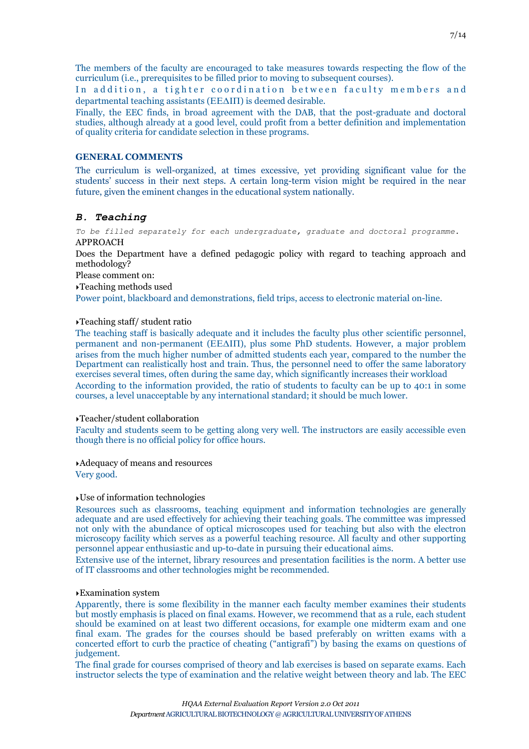The members of the faculty are encouraged to take measures towards respecting the flow of the curriculum (i.e., prerequisites to be filled prior to moving to subsequent courses).

In addition, a tighter coordination between faculty members and departmental teaching assistants (ΕΕΔΙΠ) is deemed desirable.

Finally, the EEC finds, in broad agreement with the DAB, that the post-graduate and doctoral studies, although already at a good level, could profit from a better definition and implementation of quality criteria for candidate selection in these programs.

**GENERAL COMMENTS**

The curriculum is well-organized, at times excessive, yet providing significant value for the students' success in their next steps. A certain long-term vision might be required in the near future, given the eminent changes in the educational system nationally.

## *B. Teaching*

*To be filled separately for each undergraduate, graduate and doctoral programme.*

APPROACH

Does the Department have a defined pedagogic policy with regard to teaching approach and methodology?

Please comment on:

- Teaching methods used

Power point, blackboard and demonstrations, field trips, access to electronic material on-line.

- Teaching staff/ student ratio

The teaching staff is basically adequate and it includes the faculty plus other scientific personnel, permanent and non-permanent (ΕΕΔΙΠ), plus some PhD students. However, a major problem arises from the much higher number of admitted students each year, compared to the number the Department can realistically host and train. Thus, the personnel need to offer the same laboratory exercises several times, often during the same day, which significantly increases their workload

According to the information provided, the ratio of students to faculty can be up to 40:1 in some courses, a level unacceptable by any international standard; it should be much lower.

- Teacher/student collaboration

Faculty and students seem to be getting along very well. The instructors are easily accessible even though there is no official policy for office hours.

- Adequacy of means and resources

Very good.

- Use of information technologies

Resources such as classrooms, teaching equipment and information technologies are generally adequate and are used effectively for achieving their teaching goals. The committee was impressed not only with the abundance of optical microscopes used for teaching but also with the electron microscopy facility which serves as a powerful teaching resource. All faculty and other supporting personnel appear enthusiastic and up-to-date in pursuing their educational aims.

Extensive use of the internet, library resources and presentation facilities is the norm. A better use of IT classrooms and other technologies might be recommended.

- Examination system

Apparently, there is some flexibility in the manner each faculty member examines their students but mostly emphasis is placed on final exams. However, we recommend that as a rule, each student should be examined on at least two different occasions, for example one midterm exam and one final exam. The grades for the courses should be based preferably on written exams with a concerted effort to curb the practice of cheating ("antigrafi") by basing the exams on questions of judgement.

The final grade for courses comprised of theory and lab exercises is based on separate exams. Each instructor selects the type of examination and the relative weight between theory and lab. The EEC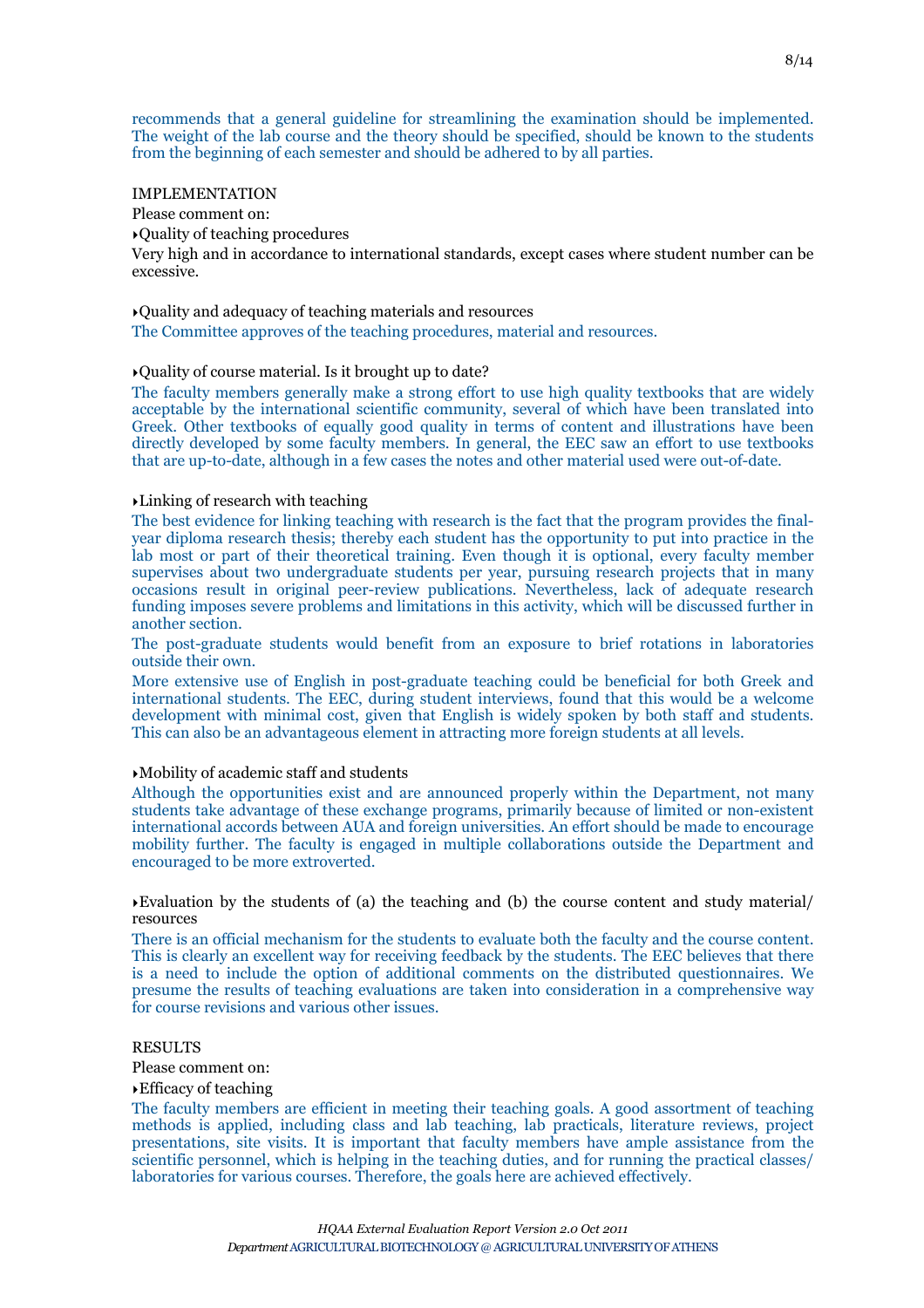recommends that a general guideline for streamlining the examination should be implemented. The weight of the lab course and the theory should be specified, should be known to the students from the beginning of each semester and should be adhered to by all parties.

## IMPLEMENTATION

Please comment on:

- Quality of teaching procedures

Very high and in accordance to international standards, except cases where student number can be excessive.

- Quality and adequacy of teaching materials and resources

The Committee approves of the teaching procedures, material and resources.

- Quality of course material. Is it brought up to date?

The faculty members generally make a strong effort to use high quality textbooks that are widely acceptable by the international scientific community, several of which have been translated into Greek. Other textbooks of equally good quality in terms of content and illustrations have been directly developed by some faculty members. In general, the EEC saw an effort to use textbooks that are up-to-date, although in a few cases the notes and other material used were out-of-date.

- Linking of research with teaching

The best evidence for linking teaching with research is the fact that the program provides the final-year diploma research thesis; thereby each student has the opportunity to put into practice in the lab most or part of their theoretical training. Even though it is optional, every faculty member supervises about two undergraduate students per year, pursuing research projects that in many occasions result in original peer-review publications. Nevertheless, lack of adequate research funding imposes severe problems and limitations in this activity, which will be discussed further in another section.

The post-graduate students would benefit from an exposure to brief rotations in laboratories outside their own.

More extensive use of English in post-graduate teaching could be beneficial for both Greek and international students. The EEC, during student interviews, found that this would be a welcome development with minimal cost, given that English is widely spoken by both staff and students. This can also be an advantageous element in attracting more foreign students at all levels.

- Mobility of academic staff and students

Although the opportunities exist and are announced properly within the Department, not many students take advantage of these exchange programs, primarily because of limited or non-existent international accords between AUA and foreign universities. An effort should be made to encourage mobility further. The faculty is engaged in multiple collaborations outside the Department and encouraged to be more extroverted.

- Evaluation by the students of (a) the teaching and (b) the course content and study material/ resources

There is an official mechanism for the students to evaluate both the faculty and the course content. This is clearly an excellent way for receiving feedback by the students. The EEC believes that there is a need to include the option of additional comments on the distributed questionnaires. We presume the results of teaching evaluations are taken into consideration in a comprehensive way for course revisions and various other issues.

## RESULTS

Please comment on:

- Efficacy of teaching

The faculty members are efficient in meeting their teaching goals. A good assortment of teaching methods is applied, including class and lab teaching, lab practicals, literature reviews, project presentations, site visits. It is important that faculty members have ample assistance from the scientific personnel, which is helping in the teaching duties, and for running the practical classes/ laboratories for various courses. Therefore, the goals here are achieved effectively.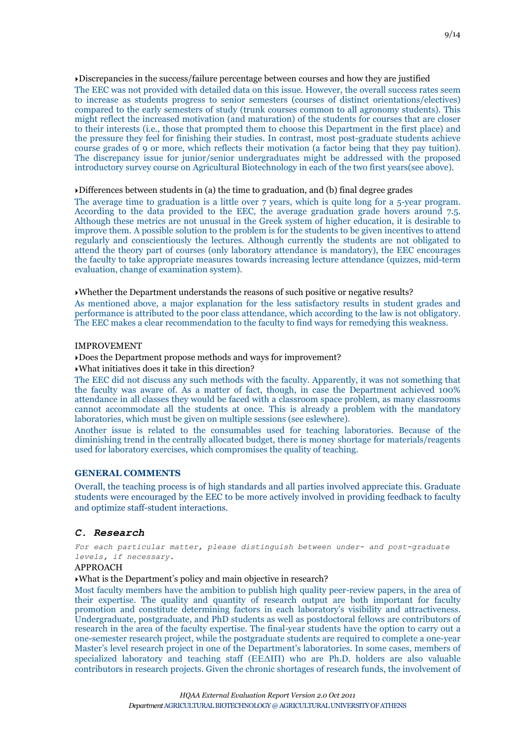▸Discrepancies in the success/failure percentage between courses and how they are justified

The EEC was not provided with detailed data on this issue. However, the overall success rates seem to increase as students progress to senior semesters (courses of distinct orientations/electives) compared to the early semesters of study (trunk courses common to all agronomy students). This might reflect the increased motivation (and maturation) of the students for courses that are closer to their interests (i.e., those that prompted them to choose this Department in the first place) and the pressure they feel for finishing their studies. In contrast, most post-graduate students achieve course grades of 9 or more, which reflects their motivation (a factor being that they pay tuition). The discrepancy issue for junior/senior undergraduates might be addressed with the proposed introductory survey course on Agricultural Biotechnology in each of the two first years(see above).

▸Differences between students in (a) the time to graduation, and (b) final degree grades

The average time to graduation is a little over 7 years, which is quite long for a 5-year program. According to the data provided to the EEC, the average graduation grade hovers around 7.5. Although these metrics are not unusual in the Greek system of higher education, it is desirable to improve them. A possible solution to the problem is for the students to be given incentives to attend regularly and conscientiously the lectures. Although currently the students are not obligated to attend the theory part of courses (only laboratory attendance is mandatory), the EEC encourages the faculty to take appropriate measures towards increasing lecture attendance (quizzes, mid-term evaluation, change of examination system).

▸Whether the Department understands the reasons of such positive or negative results?

As mentioned above, a major explanation for the less satisfactory results in student grades and performance is attributed to the poor class attendance, which according to the law is not obligatory. The EEC makes a clear recommendation to the faculty to find ways for remedying this weakness.

IMPROVEMENT

▸Does the Department propose methods and ways for improvement?

▸What initiatives does it take in this direction?

The EEC did not discuss any such methods with the faculty. Apparently, it was not something that the faculty was aware of. As a matter of fact, though, in case the Department achieved 100% attendance in all classes they would be faced with a classroom space problem, as many classrooms cannot accommodate all the students at once. This is already a problem with the mandatory laboratories, which must be given on multiple sessions (see eslewhere).

Another issue is related to the consumables used for teaching laboratories. Because of the diminishing trend in the centrally allocated budget, there is money shortage for materials/reagents used for laboratory exercises, which compromises the quality of teaching.

**GENERAL COMMENTS**

Overall, the teaching process is of high standards and all parties involved appreciate this. Graduate students were encouraged by the EEC to be more actively involved in providing feedback to faculty and optimize staff-student interactions.

## *C. Research*

*For each particular matter, please distinguish between under- and post-graduate levels, if necessary.*

APPROACH

▸What is the Department's policy and main objective in research?

Most faculty members have the ambition to publish high quality peer-review papers, in the area of their expertise. The quality and quantity of research output are both important for faculty promotion and constitute determining factors in each laboratory's visibility and attractiveness. Undergraduate, postgraduate, and PhD students as well as postdoctoral fellows are contributors of research in the area of the faculty expertise. The final-year students have the option to carry out a one-semester research project, while the postgraduate students are required to complete a one-year Master's level research project in one of the Department's laboratories. In some cases, members of specialized laboratory and teaching staff (ΕΕΔΙΠ) who are Ph.D. holders are also valuable contributors in research projects. Given the chronic shortages of research funds, the involvement of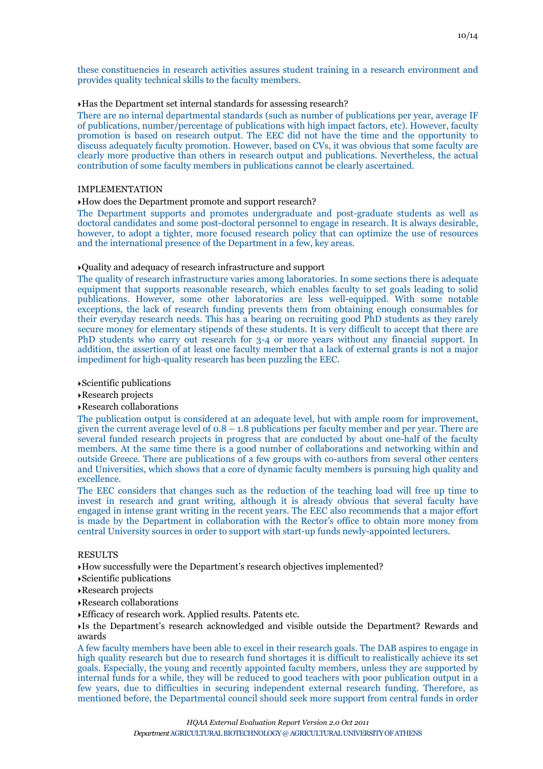these constituencies in research activities assures student training in a research environment and provides quality technical skills to the faculty members.

- Has the Department set internal standards for assessing research?

There are no internal departmental standards (such as number of publications per year, average IF of publications, number/percentage of publications with high impact factors, etc). However, faculty promotion is based on research output. The EEC did not have the time and the opportunity to discuss adequately faculty promotion. However, based on CVs, it was obvious that some faculty are clearly more productive than others in research output and publications. Nevertheless, the actual contribution of some faculty members in publications cannot be clearly ascertained.

IMPLEMENTATION

- How does the Department promote and support research?

The Department supports and promotes undergraduate and post-graduate students as well as doctoral candidates and some post-doctoral personnel to engage in research. It is always desirable, however, to adopt a tighter, more focused research policy that can optimize the use of resources and the international presence of the Department in a few, key areas.

- Quality and adequacy of research infrastructure and support

The quality of research infrastructure varies among laboratories. In some sections there is adequate equipment that supports reasonable research, which enables faculty to set goals leading to solid publications. However, some other laboratories are less well-equipped. With some notable exceptions, the lack of research funding prevents them from obtaining enough consumables for their everyday research needs. This has a bearing on recruiting good PhD students as they rarely secure money for elementary stipends of these students. It is very difficult to accept that there are PhD students who carry out research for 3-4 or more years without any financial support. In addition, the assertion of at least one faculty member that a lack of external grants is not a major impediment for high-quality research has been puzzling the EEC.

- Scientific publications
- Research projects
- Research collaborations

The publication output is considered at an adequate level, but with ample room for improvement, given the current average level of 0.8 – 1.8 publications per faculty member and per year. There are several funded research projects in progress that are conducted by about one-half of the faculty members. At the same time there is a good number of collaborations and networking within and outside Greece. There are publications of a few groups with co-authors from several other centers and Universities, which shows that a core of dynamic faculty members is pursuing high quality and excellence.

The EEC considers that changes such as the reduction of the teaching load will free up time to invest in research and grant writing, although it is already obvious that several faculty have engaged in intense grant writing in the recent years. The EEC also recommends that a major effort is made by the Department in collaboration with the Rector's office to obtain more money from central University sources in order to support with start-up funds newly-appointed lecturers.

RESULTS

- How successfully were the Department's research objectives implemented?
- Scientific publications
- Research projects
- Research collaborations
- Efficacy of research work. Applied results. Patents etc.
- Is the Department's research acknowledged and visible outside the Department? Rewards and awards

A few faculty members have been able to excel in their research goals. The DAB aspires to engage in high quality research but due to research fund shortages it is difficult to realistically achieve its set goals. Especially, the young and recently appointed faculty members, unless they are supported by internal funds for a while, they will be reduced to good teachers with poor publication output in a few years, due to difficulties in securing independent external research funding. Therefore, as mentioned before, the Departmental council should seek more support from central funds in order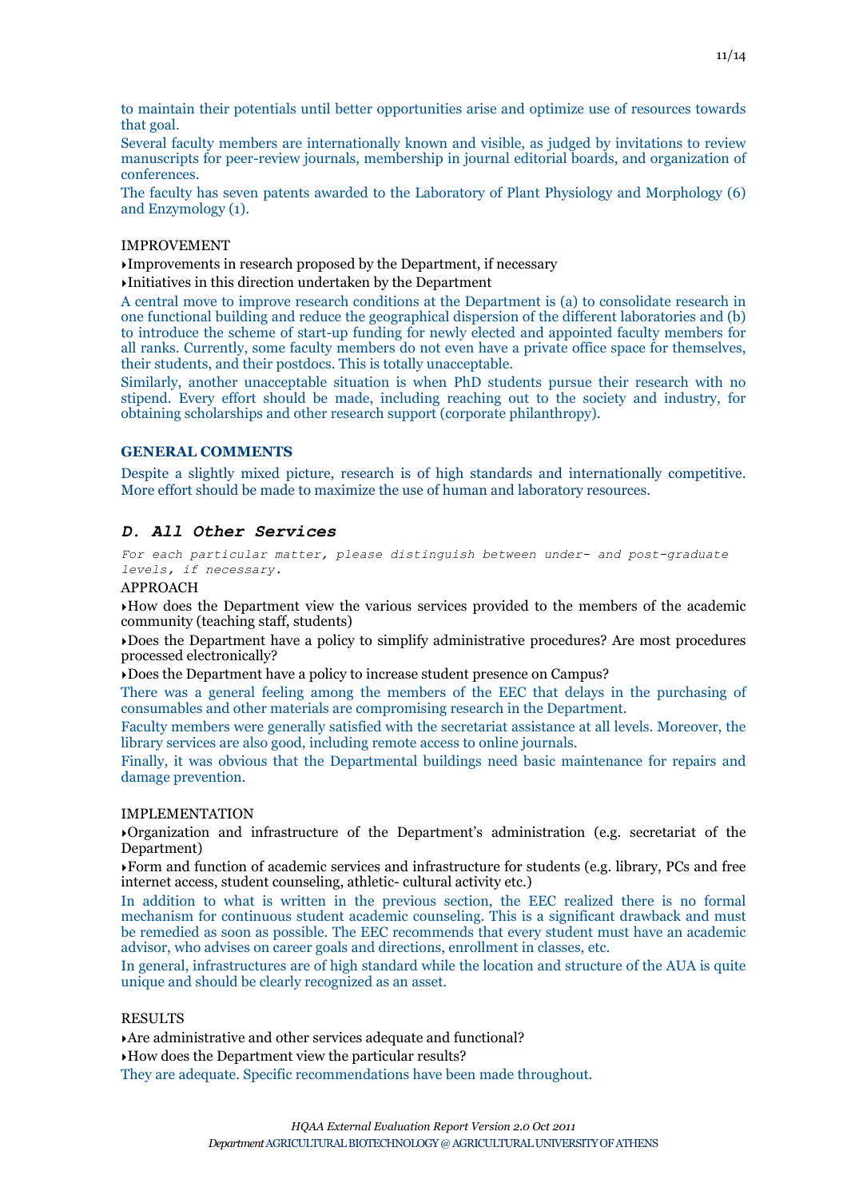to maintain their potentials until better opportunities arise and optimize use of resources towards that goal.

Several faculty members are internationally known and visible, as judged by invitations to review manuscripts for peer-review journals, membership in journal editorial boards, and organization of conferences.

The faculty has seven patents awarded to the Laboratory of Plant Physiology and Morphology (6) and Enzymology (1).

IMPROVEMENT

- Improvements in research proposed by the Department, if necessary
- Initiatives in this direction undertaken by the Department

A central move to improve research conditions at the Department is (a) to consolidate research in one functional building and reduce the geographical dispersion of the different laboratories and (b) to introduce the scheme of start-up funding for newly elected and appointed faculty members for all ranks. Currently, some faculty members do not even have a private office space for themselves, their students, and their postdocs. This is totally unacceptable.

Similarly, another unacceptable situation is when PhD students pursue their research with no stipend. Every effort should be made, including reaching out to the society and industry, for obtaining scholarships and other research support (corporate philanthropy).

**GENERAL COMMENTS**

Despite a slightly mixed picture, research is of high standards and internationally competitive. More effort should be made to maximize the use of human and laboratory resources.

## *D. All Other Services*

*For each particular matter, please distinguish between under- and post-graduate levels, if necessary.*

APPROACH

- How does the Department view the various services provided to the members of the academic community (teaching staff, students)
- Does the Department have a policy to simplify administrative procedures? Are most procedures processed electronically?
- Does the Department have a policy to increase student presence on Campus?

There was a general feeling among the members of the EEC that delays in the purchasing of consumables and other materials are compromising research in the Department.

Faculty members were generally satisfied with the secretariat assistance at all levels. Moreover, the library services are also good, including remote access to online journals.

Finally, it was obvious that the Departmental buildings need basic maintenance for repairs and damage prevention.

IMPLEMENTATION

- Organization and infrastructure of the Department's administration (e.g. secretariat of the Department)
- Form and function of academic services and infrastructure for students (e.g. library, PCs and free internet access, student counseling, athletic- cultural activity etc.)

In addition to what is written in the previous section, the EEC realized there is no formal mechanism for continuous student academic counseling. This is a significant drawback and must be remedied as soon as possible. The EEC recommends that every student must have an academic advisor, who advises on career goals and directions, enrollment in classes, etc.

In general, infrastructures are of high standard while the location and structure of the AUA is quite unique and should be clearly recognized as an asset.

RESULTS

- Are administrative and other services adequate and functional?
- How does the Department view the particular results?

They are adequate. Specific recommendations have been made throughout.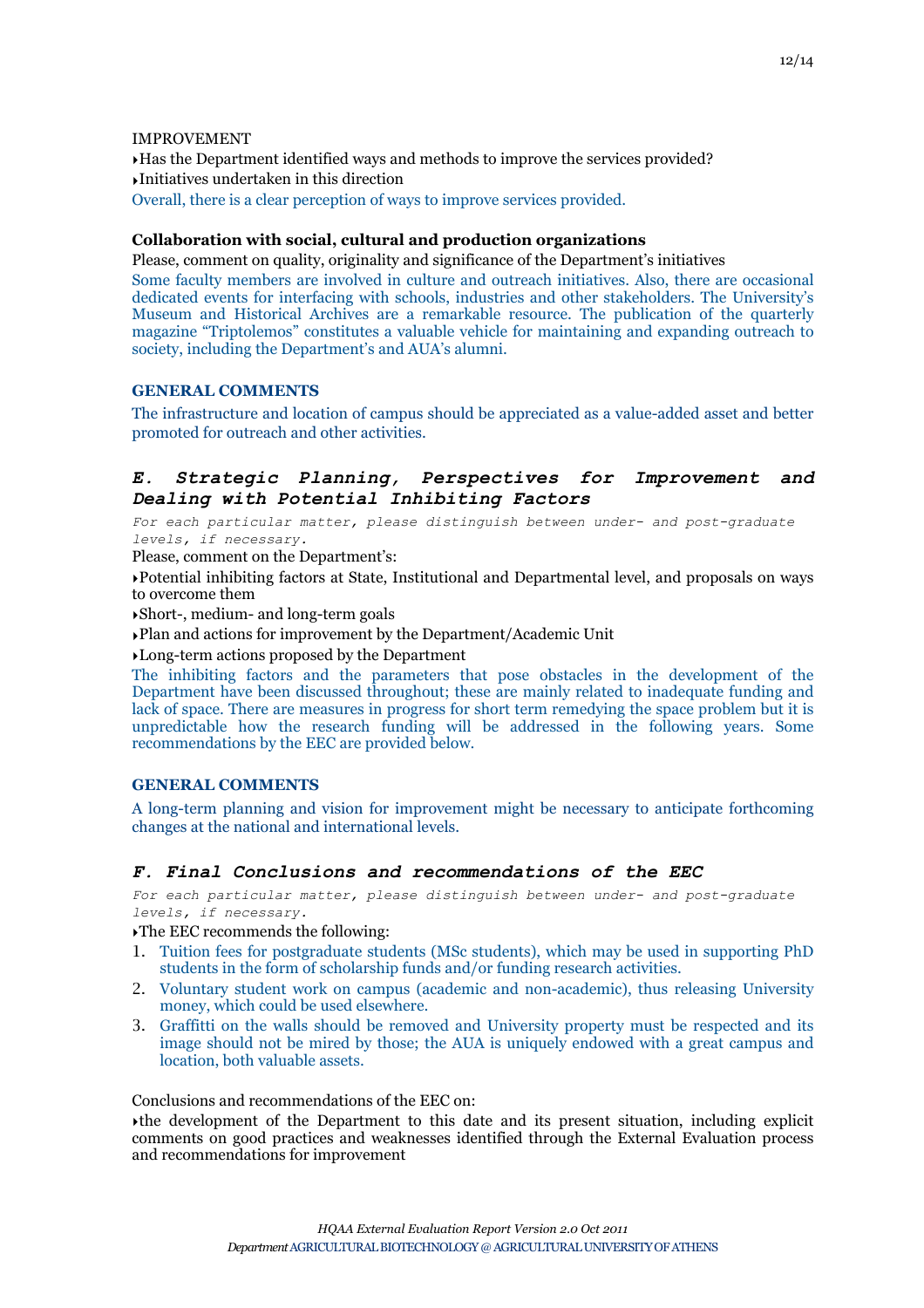IMPROVEMENT

- Has the Department identified ways and methods to improve the services provided?
- Initiatives undertaken in this direction

Overall, there is a clear perception of ways to improve services provided.

**Collaboration with social, cultural and production organizations**

Please, comment on quality, originality and significance of the Department's initiatives

Some faculty members are involved in culture and outreach initiatives. Also, there are occasional dedicated events for interfacing with schools, industries and other stakeholders. The University's Museum and Historical Archives are a remarkable resource. The publication of the quarterly magazine "Triptolemos" constitutes a valuable vehicle for maintaining and expanding outreach to society, including the Department's and AUA's alumni.

**GENERAL COMMENTS**

The infrastructure and location of campus should be appreciated as a value-added asset and better promoted for outreach and other activities.

## *E. Strategic Planning, Perspectives for Improvement and Dealing with Potential Inhibiting Factors*

*For each particular matter, please distinguish between under- and post-graduate levels, if necessary.*

Please, comment on the Department's:

- Potential inhibiting factors at State, Institutional and Departmental level, and proposals on ways to overcome them
- Short-, medium- and long-term goals
- Plan and actions for improvement by the Department/Academic Unit
- Long-term actions proposed by the Department

The inhibiting factors and the parameters that pose obstacles in the development of the Department have been discussed throughout; these are mainly related to inadequate funding and lack of space. There are measures in progress for short term remedying the space problem but it is unpredictable how the research funding will be addressed in the following years. Some recommendations by the EEC are provided below.

**GENERAL COMMENTS**

A long-term planning and vision for improvement might be necessary to anticipate forthcoming changes at the national and international levels.

## *F. Final Conclusions and recommendations of the EEC*

*For each particular matter, please distinguish between under- and post-graduate levels, if necessary.*

- The EEC recommends the following:

1. Tuition fees for postgraduate students (MSc students), which may be used in supporting PhD students in the form of scholarship funds and/or funding research activities.
2. Voluntary student work on campus (academic and non-academic), thus releasing University money, which could be used elsewhere.
3. Graffitti on the walls should be removed and University property must be respected and its image should not be mired by those; the AUA is uniquely endowed with a great campus and location, both valuable assets.

Conclusions and recommendations of the EEC on:

- the development of the Department to this date and its present situation, including explicit comments on good practices and weaknesses identified through the External Evaluation process and recommendations for improvement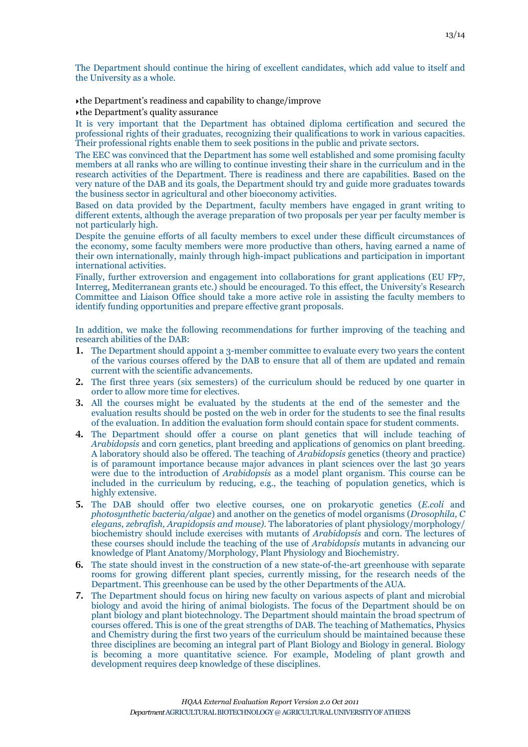The Department should continue the hiring of excellent candidates, which add value to itself and the University as a whole.

- the Department's readiness and capability to change/improve
- the Department's quality assurance

It is very important that the Department has obtained diploma certification and secured the professional rights of their graduates, recognizing their qualifications to work in various capacities. Their professional rights enable them to seek positions in the public and private sectors.

The EEC was convinced that the Department has some well established and some promising faculty members at all ranks who are willing to continue investing their share in the curriculum and in the research activities of the Department. There is readiness and there are capabilities. Based on the very nature of the DAB and its goals, the Department should try and guide more graduates towards the business sector in agricultural and other bioeconomy activities.

Based on data provided by the Department, faculty members have engaged in grant writing to different extents, although the average preparation of two proposals per year per faculty member is not particularly high.

Despite the genuine efforts of all faculty members to excel under these difficult circumstances of the economy, some faculty members were more productive than others, having earned a name of their own internationally, mainly through high-impact publications and participation in important international activities.

Finally, further extroversion and engagement into collaborations for grant applications (EU FP7, Interreg, Mediterranean grants etc.) should be encouraged. To this effect, the University's Research Committee and Liaison Office should take a more active role in assisting the faculty members to identify funding opportunities and prepare effective grant proposals.

In addition, we make the following recommendations for further improving of the teaching and research abilities of the DAB:

1. The Department should appoint a 3-member committee to evaluate every two years the content of the various courses offered by the DAB to ensure that all of them are updated and remain current with the scientific advancements.
2. The first three years (six semesters) of the curriculum should be reduced by one quarter in order to allow more time for electives.
3. All the courses might be evaluated by the students at the end of the semester and the evaluation results should be posted on the web in order for the students to see the final results of the evaluation. In addition the evaluation form should contain space for student comments.
4. The Department should offer a course on plant genetics that will include teaching of *Arabidopsis* and corn genetics, plant breeding and applications of genomics on plant breeding. A laboratory should also be offered. The teaching of *Arabidopsis* genetics (theory and practice) is of paramount importance because major advances in plant sciences over the last 30 years were due to the introduction of *Arabidopsis* as a model plant organism. This course can be included in the curriculum by reducing, e.g., the teaching of population genetics, which is highly extensive.
5. The DAB should offer two elective courses, one on prokaryotic genetics (*E.coli* and *photosynthetic bacteria/algae*) and another on the genetics of model organisms (*Drosophila, C elegans, zebrafish, Arapidopsis and mouse)*. The laboratories of plant physiology/morphology/ biochemistry should include exercises with mutants of *Arabidopsis* and corn. The lectures of these courses should include the teaching of the use of *Arabidopsis* mutants in advancing our knowledge of Plant Anatomy/Morphology, Plant Physiology and Biochemistry.
6. The state should invest in the construction of a new state-of-the-art greenhouse with separate rooms for growing different plant species, currently missing, for the research needs of the Department. This greenhouse can be used by the other Departments of the AUA.
7. The Department should focus on hiring new faculty on various aspects of plant and microbial biology and avoid the hiring of animal biologists. The focus of the Department should be on plant biology and plant biotechnology. The Department should maintain the broad spectrum of courses offered. This is one of the great strengths of DAB. The teaching of Mathematics, Physics and Chemistry during the first two years of the curriculum should be maintained because these three disciplines are becoming an integral part of Plant Biology and Biology in general. Biology is becoming a more quantitative science. For example, Modeling of plant growth and development requires deep knowledge of these disciplines.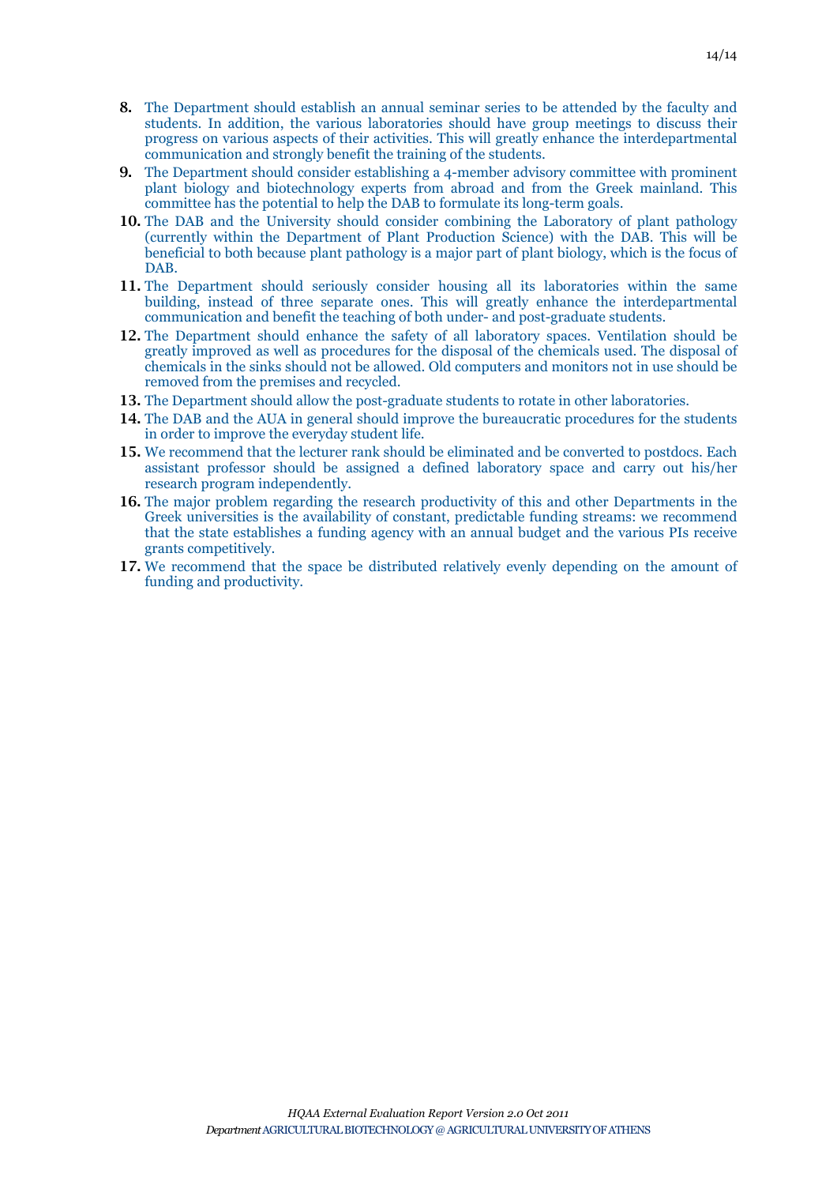8. The Department should establish an annual seminar series to be attended by the faculty and students. In addition, the various laboratories should have group meetings to discuss their progress on various aspects of their activities. This will greatly enhance the interdepartmental communication and strongly benefit the training of the students.
9. The Department should consider establishing a 4-member advisory committee with prominent plant biology and biotechnology experts from abroad and from the Greek mainland. This committee has the potential to help the DAB to formulate its long-term goals.
10. The DAB and the University should consider combining the Laboratory of plant pathology (currently within the Department of Plant Production Science) with the DAB. This will be beneficial to both because plant pathology is a major part of plant biology, which is the focus of DAB.
11. The Department should seriously consider housing all its laboratories within the same building, instead of three separate ones. This will greatly enhance the interdepartmental communication and benefit the teaching of both under- and post-graduate students.
12. The Department should enhance the safety of all laboratory spaces. Ventilation should be greatly improved as well as procedures for the disposal of the chemicals used. The disposal of chemicals in the sinks should not be allowed. Old computers and monitors not in use should be removed from the premises and recycled.
13. The Department should allow the post-graduate students to rotate in other laboratories.
14. The DAB and the AUA in general should improve the bureaucratic procedures for the students in order to improve the everyday student life.
15. We recommend that the lecturer rank should be eliminated and be converted to postdocs. Each assistant professor should be assigned a defined laboratory space and carry out his/her research program independently.
16. The major problem regarding the research productivity of this and other Departments in the Greek universities is the availability of constant, predictable funding streams: we recommend that the state establishes a funding agency with an annual budget and the various PIs receive grants competitively.
17. We recommend that the space be distributed relatively evenly depending on the amount of funding and productivity.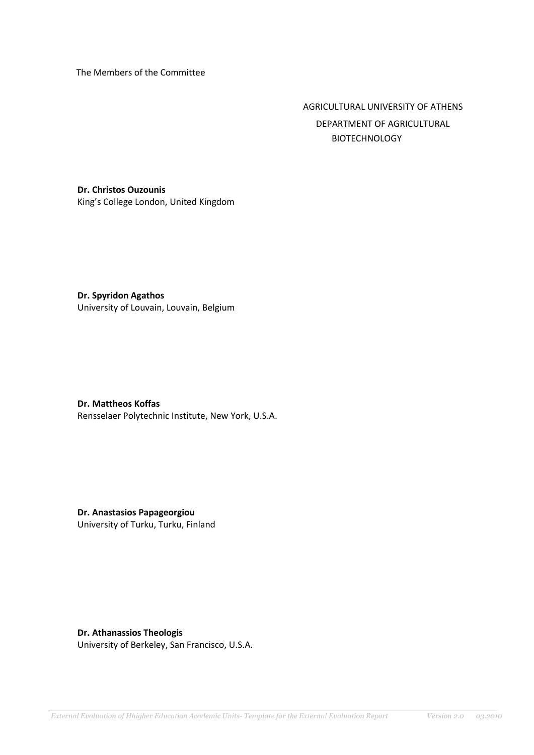The Members of the Committee

AGRICULTURAL UNIVERSITY OF ATHENS

DEPARTMENT OF AGRICULTURAL BIOTECHNOLOGY

**Dr. Christos Ouzounis**
King's College London, United Kingdom

**Dr. Spyridon Agathos**
University of Louvain, Louvain, Belgium

**Dr. Mattheos Koffas**
Rensselaer Polytechnic Institute, New York, U.S.A.

**Dr. Anastasios Papageorgiou**
University of Turku, Turku, Finland

**Dr. Athanassios Theologis**
University of Berkeley, San Francisco, U.S.A.